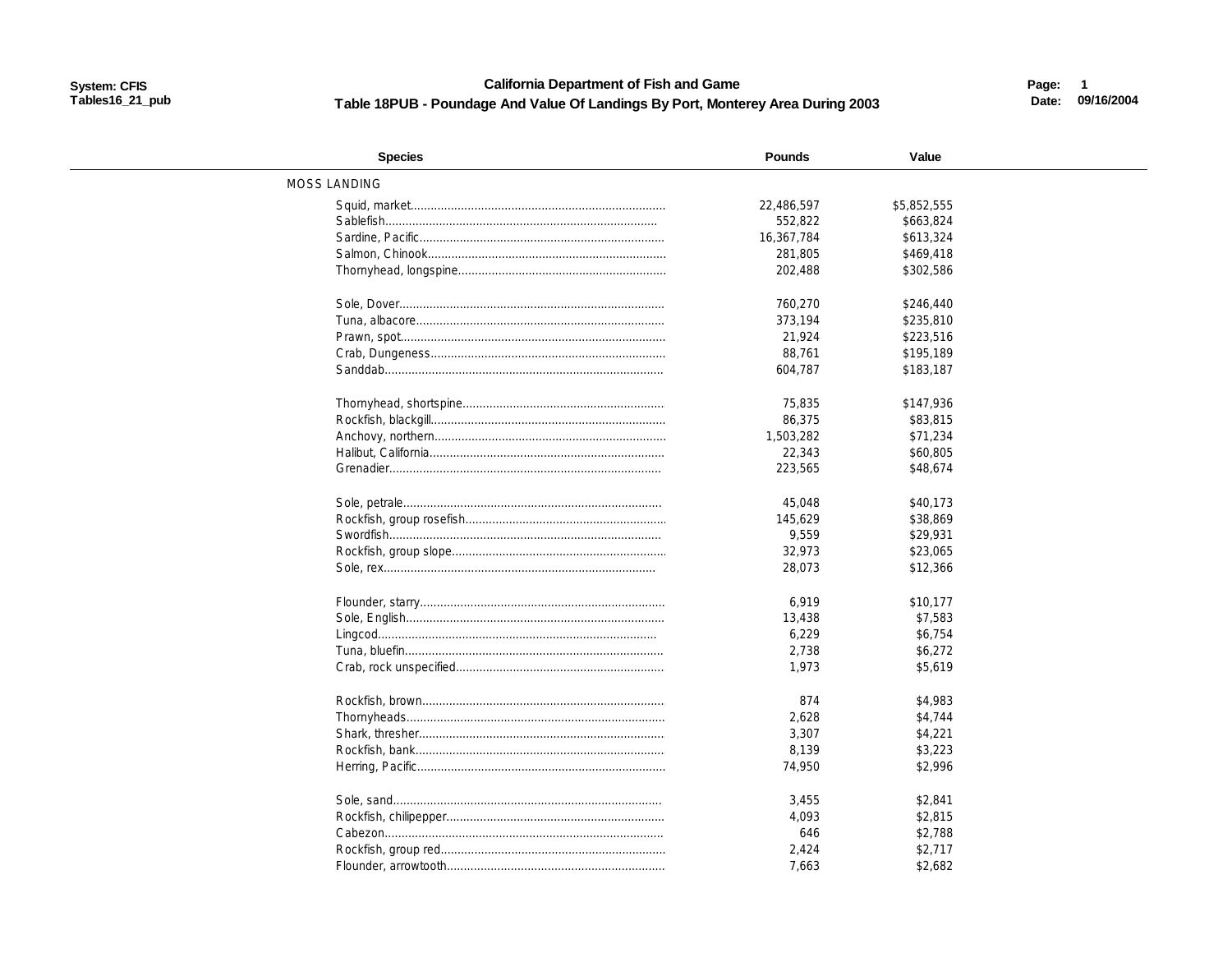# California Department of Fish and Game

## Table 18PUB - Poundage And Value Of Landings By Port, Monterey Area During 2003

| Species | Pounds | Value |
|---|---|---|
| MOSS LANDING | | |
| Squid, market | 22,486,597 | $5,852,555 |
| Sablefish | 552,822 | $663,824 |
| Sardine, Pacific | 16,367,784 | $613,324 |
| Salmon, Chinook | 281,805 | $469,418 |
| Thornyhead, longspine | 202,488 | $302,586 |
| Sole, Dover | 760,270 | $246,440 |
| Tuna, albacore | 373,194 | $235,810 |
| Prawn, spot | 21,924 | $223,516 |
| Crab, Dungeness | 88,761 | $195,189 |
| Sanddab | 604,787 | $183,187 |
| Thornyhead, shortspine | 75,835 | $147,936 |
| Rockfish, blackgill | 86,375 | $83,815 |
| Anchovy, northern | 1,503,282 | $71,234 |
| Halibut, California | 22,343 | $60,805 |
| Grenadier | 223,565 | $48,674 |
| Sole, petrale | 45,048 | $40,173 |
| Rockfish, group rosefish | 145,629 | $38,869 |
| Swordfish | 9,559 | $29,931 |
| Rockfish, group slope | 32,973 | $23,065 |
| Sole, rex | 28,073 | $12,366 |
| Flounder, starry | 6,919 | $10,177 |
| Sole, English | 13,438 | $7,583 |
| Lingcod | 6,229 | $6,754 |
| Tuna, bluefin | 2,738 | $6,272 |
| Crab, rock unspecified | 1,973 | $5,619 |
| Rockfish, brown | 874 | $4,983 |
| Thornyheads | 2,628 | $4,744 |
| Shark, thresher | 3,307 | $4,221 |
| Rockfish, bank | 8,139 | $3,223 |
| Herring, Pacific | 74,950 | $2,996 |
| Sole, sand | 3,455 | $2,841 |
| Rockfish, chilipepper | 4,093 | $2,815 |
| Cabezon | 646 | $2,788 |
| Rockfish, group red | 2,424 | $2,717 |
| Flounder, arrowtooth | 7,663 | $2,682 |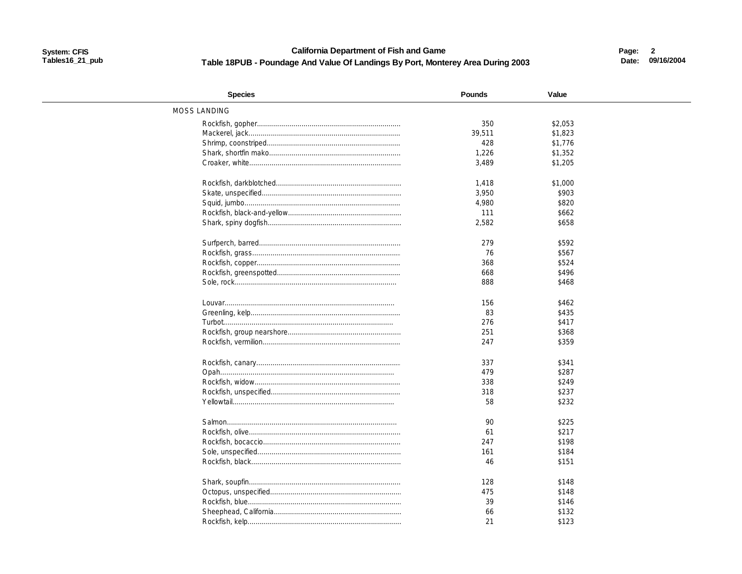California Department of Fish and Game

## Table 18PUB - Poundage And Value Of Landings By Port, Monterey Area During 2003

| Species | Pounds | Value |
|---|---|---|
| MOSS LANDING | | |
| Rockfish, gopher | 350 | $2,053 |
| Mackerel, jack | 39,511 | $1,823 |
| Shrimp, coonstriped | 428 | $1,776 |
| Shark, shortfin mako | 1,226 | $1,352 |
| Croaker, white | 3,489 | $1,205 |
| Rockfish, darkblotched | 1,418 | $1,000 |
| Skate, unspecified | 3,950 | $903 |
| Squid, jumbo | 4,980 | $820 |
| Rockfish, black-and-yellow | 111 | $662 |
| Shark, spiny dogfish | 2,582 | $658 |
| Surfperch, barred | 279 | $592 |
| Rockfish, grass | 76 | $567 |
| Rockfish, copper | 368 | $524 |
| Rockfish, greenspotted | 668 | $496 |
| Sole, rock | 888 | $468 |
| Louvar | 156 | $462 |
| Greenling, kelp | 83 | $435 |
| Turbot | 276 | $417 |
| Rockfish, group nearshore | 251 | $368 |
| Rockfish, vermilion | 247 | $359 |
| Rockfish, canary | 337 | $341 |
| Opah | 479 | $287 |
| Rockfish, widow | 338 | $249 |
| Rockfish, unspecified | 318 | $237 |
| Yellowtail | 58 | $232 |
| Salmon | 90 | $225 |
| Rockfish, olive | 61 | $217 |
| Rockfish, bocaccio | 247 | $198 |
| Sole, unspecified | 161 | $184 |
| Rockfish, black | 46 | $151 |
| Shark, soupfin | 128 | $148 |
| Octopus, unspecified | 475 | $148 |
| Rockfish, blue | 39 | $146 |
| Sheephead, California | 66 | $132 |
| Rockfish, kelp | 21 | $123 |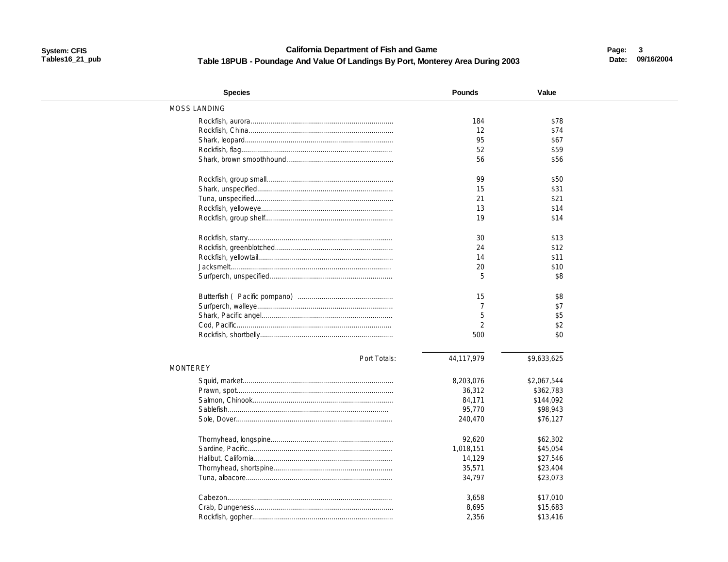# California Department of Fish and Game

## Table 18PUB - Poundage And Value Of Landings By Port, Monterey Area During 2003

| Species | Pounds | Value |
|---|---|---|
| **MOSS LANDING** | | |
| Rockfish, aurora | 184 | $78 |
| Rockfish, China | 12 | $74 |
| Shark, leopard | 95 | $67 |
| Rockfish, flag | 52 | $59 |
| Shark, brown smoothhound | 56 | $56 |
| Rockfish, group small | 99 | $50 |
| Shark, unspecified | 15 | $31 |
| Tuna, unspecified | 21 | $21 |
| Rockfish, yelloweye | 13 | $14 |
| Rockfish, group shelf | 19 | $14 |
| Rockfish, starry | 30 | $13 |
| Rockfish, greenblotched | 24 | $12 |
| Rockfish, yellowtail | 14 | $11 |
| Jacksmelt | 20 | $10 |
| Surfperch, unspecified | 5 | $8 |
| Butterfish ( Pacific pompano) | 15 | $8 |
| Surfperch, walleye | 7 | $7 |
| Shark, Pacific angel | 5 | $5 |
| Cod, Pacific | 2 | $2 |
| Rockfish, shortbelly | 500 | $0 |
| Port Totals: | 44,117,979 | $9,633,625 |
| **MONTEREY** | | |
| Squid, market | 8,203,076 | $2,067,544 |
| Prawn, spot | 36,312 | $362,783 |
| Salmon, Chinook | 84,171 | $144,092 |
| Sablefish | 95,770 | $98,943 |
| Sole, Dover | 240,470 | $76,127 |
| Thornyhead, longspine | 92,620 | $62,302 |
| Sardine, Pacific | 1,018,151 | $45,054 |
| Halibut, California | 14,129 | $27,546 |
| Thornyhead, shortspine | 35,571 | $23,404 |
| Tuna, albacore | 34,797 | $23,073 |
| Cabezon | 3,658 | $17,010 |
| Crab, Dungeness | 8,695 | $15,683 |
| Rockfish, gopher | 2,356 | $13,416 |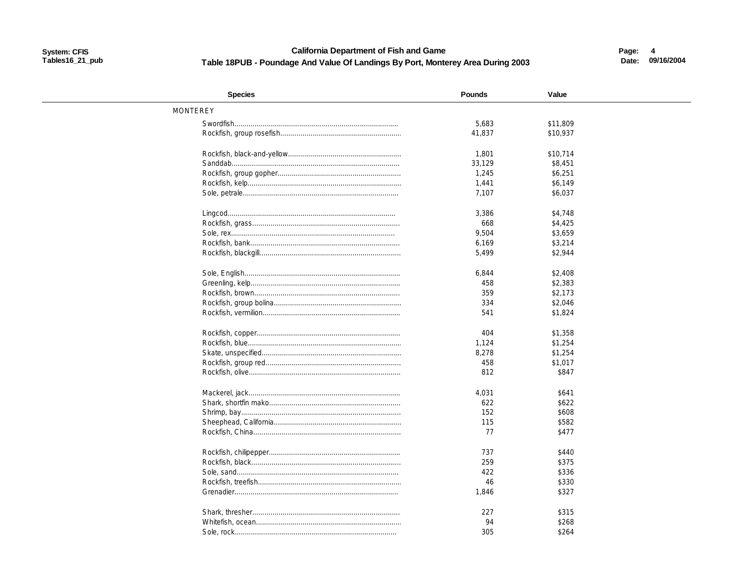**California Department of Fish and Game**

**Table 18PUB - Poundage And Value Of Landings By Port, Monterey Area During 2003**

| Species | Pounds | Value |
|---|---|---|
| MONTEREY | | |
| Swordfish | 5,683 | $11,809 |
| Rockfish, group rosefish | 41,837 | $10,937 |
| Rockfish, black-and-yellow | 1,801 | $10,714 |
| Sanddab | 33,129 | $8,451 |
| Rockfish, group gopher | 1,245 | $6,251 |
| Rockfish, kelp | 1,441 | $6,149 |
| Sole, petrale | 7,107 | $6,037 |
| Lingcod | 3,386 | $4,748 |
| Rockfish, grass | 668 | $4,425 |
| Sole, rex | 9,504 | $3,659 |
| Rockfish, bank | 6,169 | $3,214 |
| Rockfish, blackgill | 5,499 | $2,944 |
| Sole, English | 6,844 | $2,408 |
| Greenling, kelp | 458 | $2,383 |
| Rockfish, brown | 359 | $2,173 |
| Rockfish, group bolina | 334 | $2,046 |
| Rockfish, vermilion | 541 | $1,824 |
| Rockfish, copper | 404 | $1,358 |
| Rockfish, blue | 1,124 | $1,254 |
| Skate, unspecified | 8,278 | $1,254 |
| Rockfish, group red | 458 | $1,017 |
| Rockfish, olive | 812 | $847 |
| Mackerel, jack | 4,031 | $641 |
| Shark, shortfin mako | 622 | $622 |
| Shrimp, bay | 152 | $608 |
| Sheephead, California | 115 | $582 |
| Rockfish, China | 77 | $477 |
| Rockfish, chilipepper | 737 | $440 |
| Rockfish, black | 259 | $375 |
| Sole, sand | 422 | $336 |
| Rockfish, treefish | 46 | $330 |
| Grenadier | 1,846 | $327 |
| Shark, thresher | 227 | $315 |
| Whitefish, ocean | 94 | $268 |
| Sole, rock | 305 | $264 |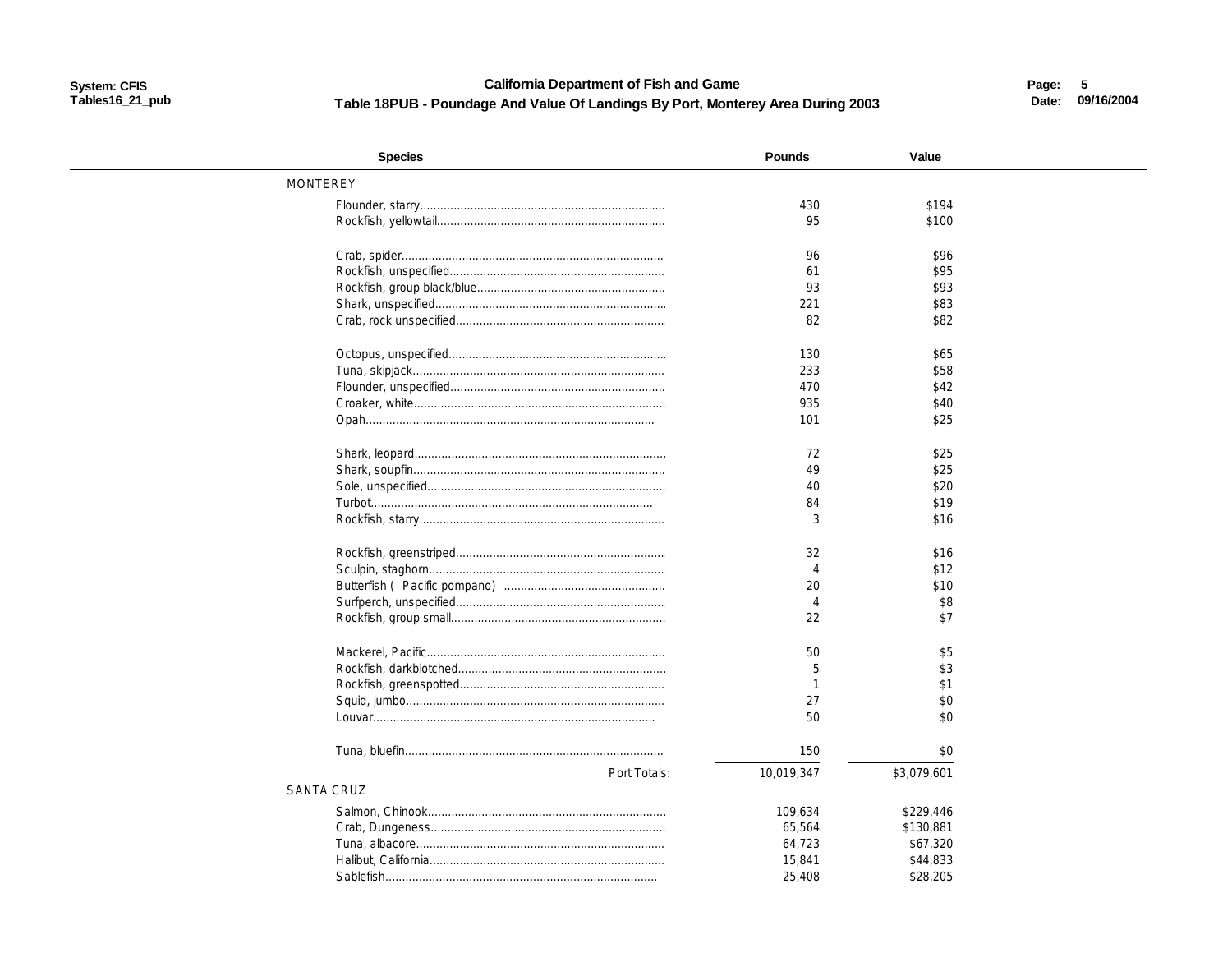# California Department of Fish and Game

## Table 18PUB - Poundage And Value Of Landings By Port, Monterey Area During 2003

| Species | Pounds | Value |
|---|---|---|
| **MONTEREY** | | |
| Flounder, starry | 430 | $194 |
| Rockfish, yellowtail | 95 | $100 |
| Crab, spider | 96 | $96 |
| Rockfish, unspecified | 61 | $95 |
| Rockfish, group black/blue | 93 | $93 |
| Shark, unspecified | 221 | $83 |
| Crab, rock unspecified | 82 | $82 |
| Octopus, unspecified | 130 | $65 |
| Tuna, skipjack | 233 | $58 |
| Flounder, unspecified | 470 | $42 |
| Croaker, white | 935 | $40 |
| Opah | 101 | $25 |
| Shark, leopard | 72 | $25 |
| Shark, soupfin | 49 | $25 |
| Sole, unspecified | 40 | $20 |
| Turbot | 84 | $19 |
| Rockfish, starry | 3 | $16 |
| Rockfish, greenstriped | 32 | $16 |
| Sculpin, staghorn | 4 | $12 |
| Butterfish ( Pacific pompano) | 20 | $10 |
| Surfperch, unspecified | 4 | $8 |
| Rockfish, group small | 22 | $7 |
| Mackerel, Pacific | 50 | $5 |
| Rockfish, darkblotched | 5 | $3 |
| Rockfish, greenspotted | 1 | $1 |
| Squid, jumbo | 27 | $0 |
| Louvar | 50 | $0 |
| Tuna, bluefin | 150 | $0 |
| Port Totals: | 10,019,347 | $3,079,601 |
| **SANTA CRUZ** | | |
| Salmon, Chinook | 109,634 | $229,446 |
| Crab, Dungeness | 65,564 | $130,881 |
| Tuna, albacore | 64,723 | $67,320 |
| Halibut, California | 15,841 | $44,833 |
| Sablefish | 25,408 | $28,205 |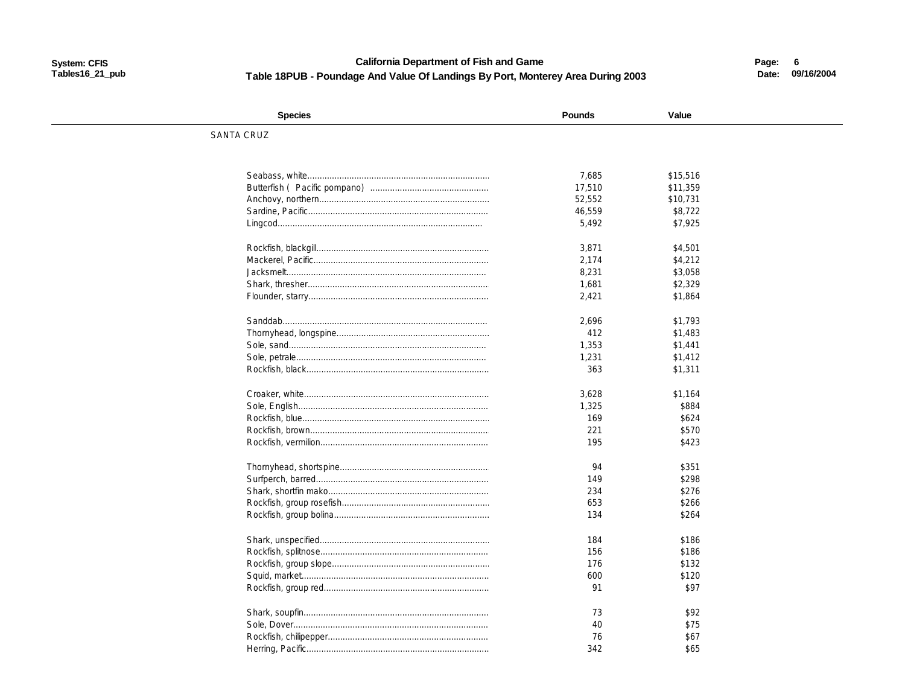**California Department of Fish and Game**

**Table 18PUB - Poundage And Value Of Landings By Port, Monterey Area During 2003**

| Species | Pounds | Value |
|---|---|---|
| SANTA CRUZ | | |
| Seabass, white | 7,685 | $15,516 |
| Butterfish ( Pacific pompano) | 17,510 | $11,359 |
| Anchovy, northern | 52,552 | $10,731 |
| Sardine, Pacific | 46,559 | $8,722 |
| Lingcod | 5,492 | $7,925 |
| Rockfish, blackgill | 3,871 | $4,501 |
| Mackerel, Pacific | 2,174 | $4,212 |
| Jacksmelt | 8,231 | $3,058 |
| Shark, thresher | 1,681 | $2,329 |
| Flounder, starry | 2,421 | $1,864 |
| Sanddab | 2,696 | $1,793 |
| Thornyhead, longspine | 412 | $1,483 |
| Sole, sand | 1,353 | $1,441 |
| Sole, petrale | 1,231 | $1,412 |
| Rockfish, black | 363 | $1,311 |
| Croaker, white | 3,628 | $1,164 |
| Sole, English | 1,325 | $884 |
| Rockfish, blue | 169 | $624 |
| Rockfish, brown | 221 | $570 |
| Rockfish, vermilion | 195 | $423 |
| Thornyhead, shortspine | 94 | $351 |
| Surfperch, barred | 149 | $298 |
| Shark, shortfin mako | 234 | $276 |
| Rockfish, group rosefish | 653 | $266 |
| Rockfish, group bolina | 134 | $264 |
| Shark, unspecified | 184 | $186 |
| Rockfish, splitnose | 156 | $186 |
| Rockfish, group slope | 176 | $132 |
| Squid, market | 600 | $120 |
| Rockfish, group red | 91 | $97 |
| Shark, soupfin | 73 | $92 |
| Sole, Dover | 40 | $75 |
| Rockfish, chilipepper | 76 | $67 |
| Herring, Pacific | 342 | $65 |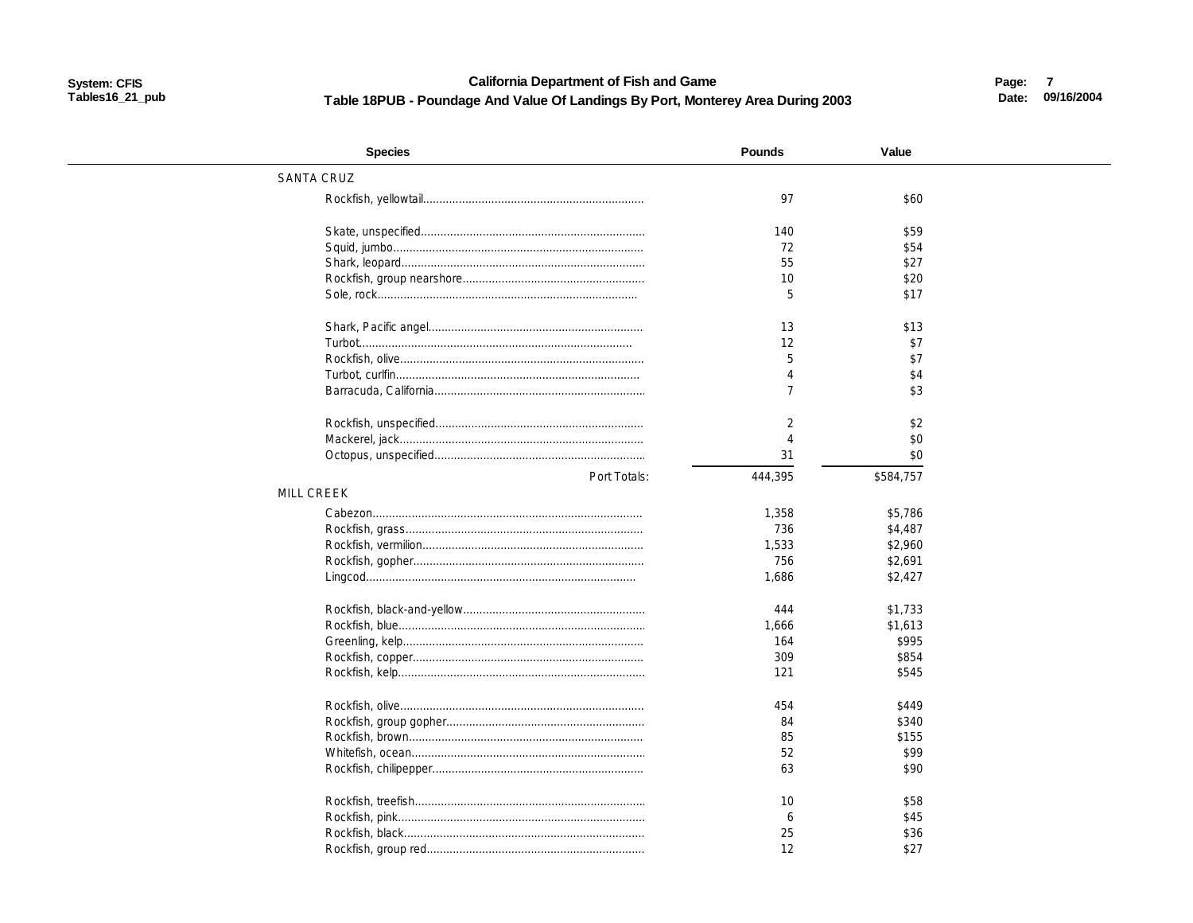**California Department of Fish and Game**

**Table 18PUB - Poundage And Value Of Landings By Port, Monterey Area During 2003**

| Species | Pounds | Value |
|---|---|---|
| **SANTA CRUZ** | | |
| Rockfish, yellowtail | 97 | $60 |
| Skate, unspecified | 140 | $59 |
| Squid, jumbo | 72 | $54 |
| Shark, leopard | 55 | $27 |
| Rockfish, group nearshore | 10 | $20 |
| Sole, rock | 5 | $17 |
| Shark, Pacific angel | 13 | $13 |
| Turbot | 12 | $7 |
| Rockfish, olive | 5 | $7 |
| Turbot, curlfin | 4 | $4 |
| Barracuda, California | 7 | $3 |
| Rockfish, unspecified | 2 | $2 |
| Mackerel, jack | 4 | $0 |
| Octopus, unspecified | 31 | $0 |
| Port Totals: | 444,395 | $584,757 |
| **MILL CREEK** | | |
| Cabezon | 1,358 | $5,786 |
| Rockfish, grass | 736 | $4,487 |
| Rockfish, vermilion | 1,533 | $2,960 |
| Rockfish, gopher | 756 | $2,691 |
| Lingcod | 1,686 | $2,427 |
| Rockfish, black-and-yellow | 444 | $1,733 |
| Rockfish, blue | 1,666 | $1,613 |
| Greenling, kelp | 164 | $995 |
| Rockfish, copper | 309 | $854 |
| Rockfish, kelp | 121 | $545 |
| Rockfish, olive | 454 | $449 |
| Rockfish, group gopher | 84 | $340 |
| Rockfish, brown | 85 | $155 |
| Whitefish, ocean | 52 | $99 |
| Rockfish, chilipepper | 63 | $90 |
| Rockfish, treefish | 10 | $58 |
| Rockfish, pink | 6 | $45 |
| Rockfish, black | 25 | $36 |
| Rockfish, group red | 12 | $27 |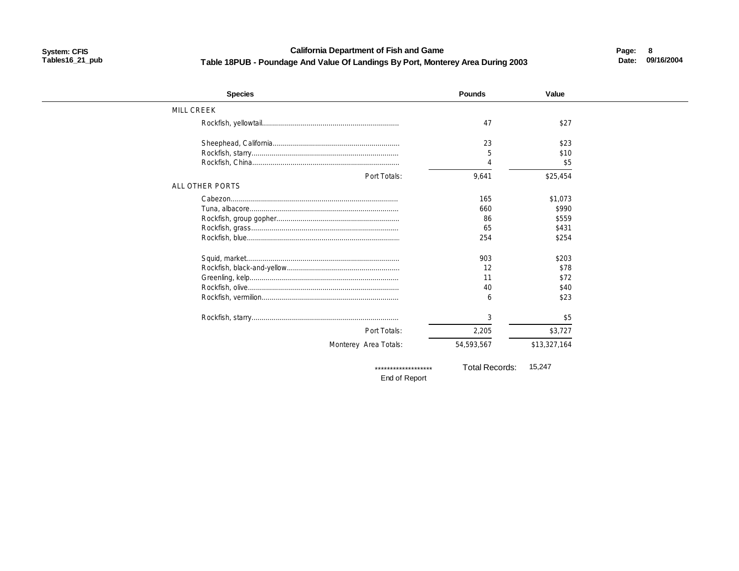## California Department of Fish and Game

## Table 18PUB - Poundage And Value Of Landings By Port, Monterey Area During 2003

| Species | Pounds | Value |
|---|---|---|
| **MILL CREEK** | | |
| Rockfish, yellowtail | 47 | $27 |
| Sheephead, California | 23 | $23 |
| Rockfish, starry | 5 | $10 |
| Rockfish, China | 4 | $5 |
| Port Totals: | 9,641 | $25,454 |
| **ALL OTHER PORTS** | | |
| Cabezon | 165 | $1,073 |
| Tuna, albacore | 660 | $990 |
| Rockfish, group gopher | 86 | $559 |
| Rockfish, grass | 65 | $431 |
| Rockfish, blue | 254 | $254 |
| Squid, market | 903 | $203 |
| Rockfish, black-and-yellow | 12 | $78 |
| Greenling, kelp | 11 | $72 |
| Rockfish, olive | 40 | $40 |
| Rockfish, vermilion | 6 | $23 |
| Rockfish, starry | 3 | $5 |
| Port Totals: | 2,205 | $3,727 |
| Monterey Area Totals: | 54,593,567 | $13,327,164 |

******************* Total Records: 15,247

End of Report